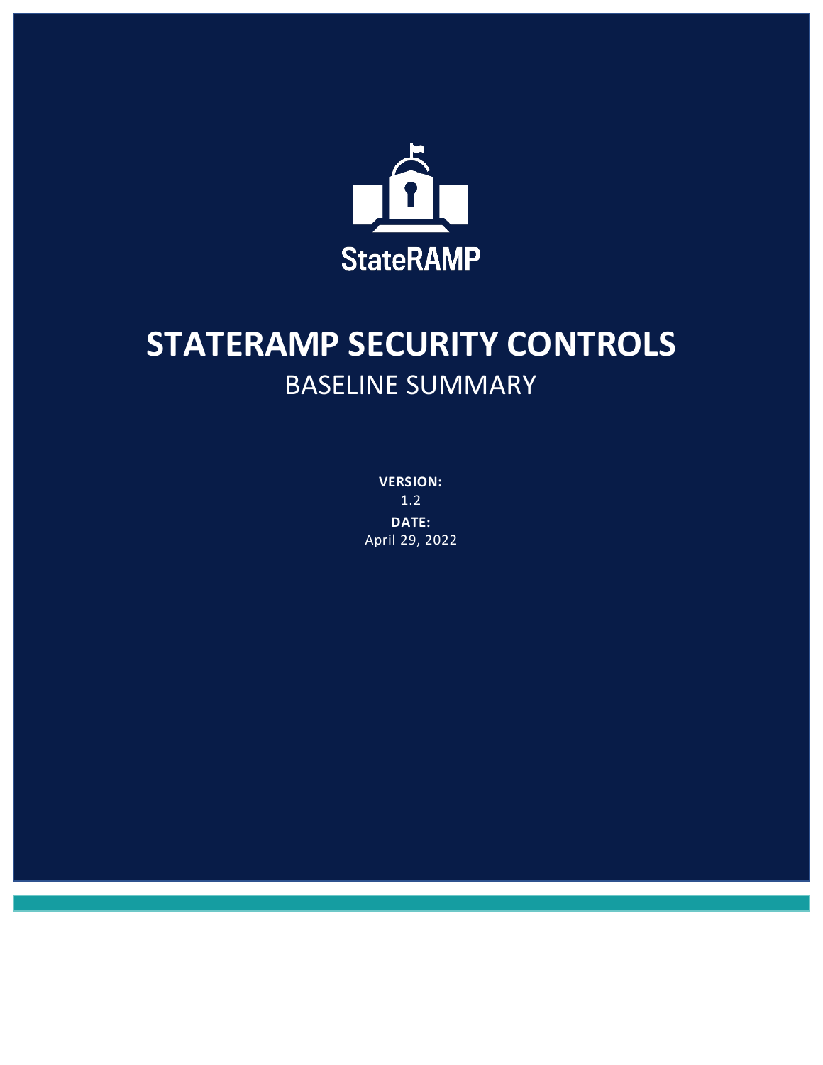StateRAMP

# STATERAMP SECURITY CONTROLS

## BASELINE SUMMARY

**VERSION:**
1.2

**DATE:**
April 29, 2022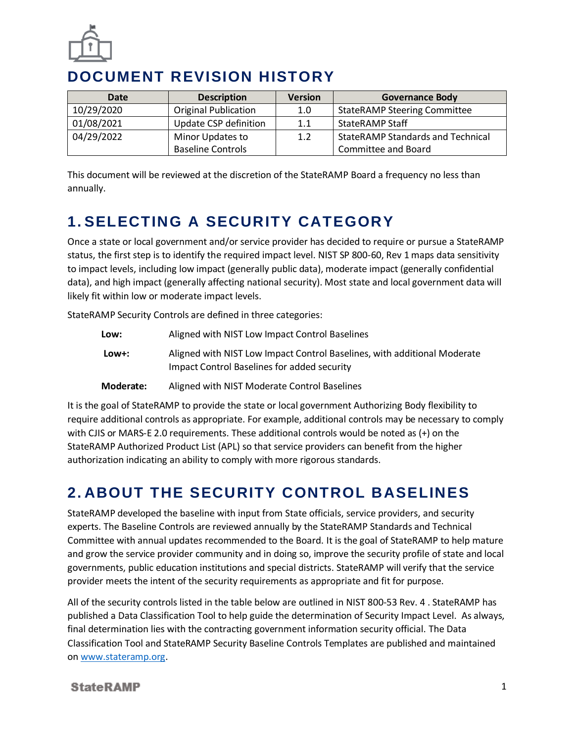# DOCUMENT REVISION HISTORY

| Date | Description | Version | Governance Body |
|---|---|---|---|
| 10/29/2020 | Original Publication | 1.0 | StateRAMP Steering Committee |
| 01/08/2021 | Update CSP definition | 1.1 | StateRAMP Staff |
| 04/29/2022 | Minor Updates to Baseline Controls | 1.2 | StateRAMP Standards and Technical Committee and Board |

This document will be reviewed at the discretion of the StateRAMP Board a frequency no less than annually.

# 1. SELECTING A SECURITY CATEGORY

Once a state or local government and/or service provider has decided to require or pursue a StateRAMP status, the first step is to identify the required impact level. NIST SP 800-60, Rev 1 maps data sensitivity to impact levels, including low impact (generally public data), moderate impact (generally confidential data), and high impact (generally affecting national security). Most state and local government data will likely fit within low or moderate impact levels.

StateRAMP Security Controls are defined in three categories:

**Low:** Aligned with NIST Low Impact Control Baselines

**Low+:** Aligned with NIST Low Impact Control Baselines, with additional Moderate Impact Control Baselines for added security

**Moderate:** Aligned with NIST Moderate Control Baselines

It is the goal of StateRAMP to provide the state or local government Authorizing Body flexibility to require additional controls as appropriate. For example, additional controls may be necessary to comply with CJIS or MARS-E 2.0 requirements. These additional controls would be noted as (+) on the StateRAMP Authorized Product List (APL) so that service providers can benefit from the higher authorization indicating an ability to comply with more rigorous standards.

# 2. ABOUT THE SECURITY CONTROL BASELINES

StateRAMP developed the baseline with input from State officials, service providers, and security experts. The Baseline Controls are reviewed annually by the StateRAMP Standards and Technical Committee with annual updates recommended to the Board. It is the goal of StateRAMP to help mature and grow the service provider community and in doing so, improve the security profile of state and local governments, public education institutions and special districts. StateRAMP will verify that the service provider meets the intent of the security requirements as appropriate and fit for purpose.

All of the security controls listed in the table below are outlined in NIST 800-53 Rev. 4 . StateRAMP has published a Data Classification Tool to help guide the determination of Security Impact Level. As always, final determination lies with the contracting government information security official. The Data Classification Tool and StateRAMP Security Baseline Controls Templates are published and maintained on [www.stateramp.org](http://www.stateramp.org).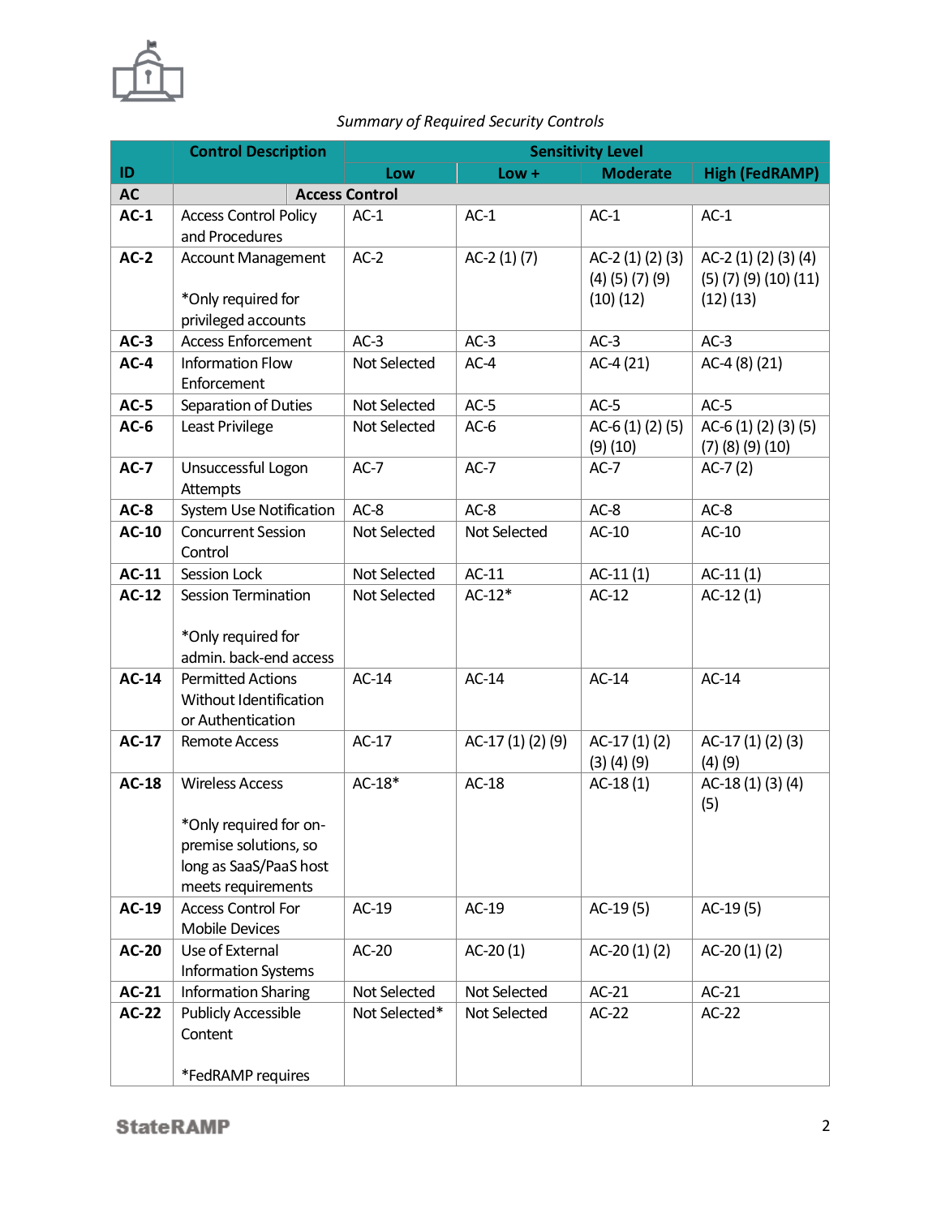*Summary of Required Security Controls*

| ID | Control Description | Sensitivity Level | | | |
|---|---|---|---|---|---|
| | | Low | Low + | Moderate | High (FedRAMP) |
| **AC** | **Access Control** | | | | |
| **AC-1** | Access Control Policy and Procedures | AC-1 | AC-1 | AC-1 | AC-1 |
| **AC-2** | Account Management<br><br>*Only required for privileged accounts | AC-2 | AC-2 (1) (7) | AC-2 (1) (2) (3) (4) (5) (7) (9) (10) (12) | AC-2 (1) (2) (3) (4) (5) (7) (9) (10) (11) (12) (13) |
| **AC-3** | Access Enforcement | AC-3 | AC-3 | AC-3 | AC-3 |
| **AC-4** | Information Flow Enforcement | Not Selected | AC-4 | AC-4 (21) | AC-4 (8) (21) |
| **AC-5** | Separation of Duties | Not Selected | AC-5 | AC-5 | AC-5 |
| **AC-6** | Least Privilege | Not Selected | AC-6 | AC-6 (1) (2) (5) (9) (10) | AC-6 (1) (2) (3) (5) (7) (8) (9) (10) |
| **AC-7** | Unsuccessful Logon Attempts | AC-7 | AC-7 | AC-7 | AC-7 (2) |
| **AC-8** | System Use Notification | AC-8 | AC-8 | AC-8 | AC-8 |
| **AC-10** | Concurrent Session Control | Not Selected | Not Selected | AC-10 | AC-10 |
| **AC-11** | Session Lock | Not Selected | AC-11 | AC-11 (1) | AC-11 (1) |
| **AC-12** | Session Termination<br><br>*Only required for admin. back-end access | Not Selected | AC-12* | AC-12 | AC-12 (1) |
| **AC-14** | Permitted Actions Without Identification or Authentication | AC-14 | AC-14 | AC-14 | AC-14 |
| **AC-17** | Remote Access | AC-17 | AC-17 (1) (2) (9) | AC-17 (1) (2) (3) (4) (9) | AC-17 (1) (2) (3) (4) (9) |
| **AC-18** | Wireless Access<br><br>*Only required for on-premise solutions, so long as SaaS/PaaS host meets requirements | AC-18* | AC-18 | AC-18 (1) | AC-18 (1) (3) (4) (5) |
| **AC-19** | Access Control For Mobile Devices | AC-19 | AC-19 | AC-19 (5) | AC-19 (5) |
| **AC-20** | Use of External Information Systems | AC-20 | AC-20 (1) | AC-20 (1) (2) | AC-20 (1) (2) |
| **AC-21** | Information Sharing | Not Selected | Not Selected | AC-21 | AC-21 |
| **AC-22** | Publicly Accessible Content<br><br>*FedRAMP requires | Not Selected* | Not Selected | AC-22 | AC-22 |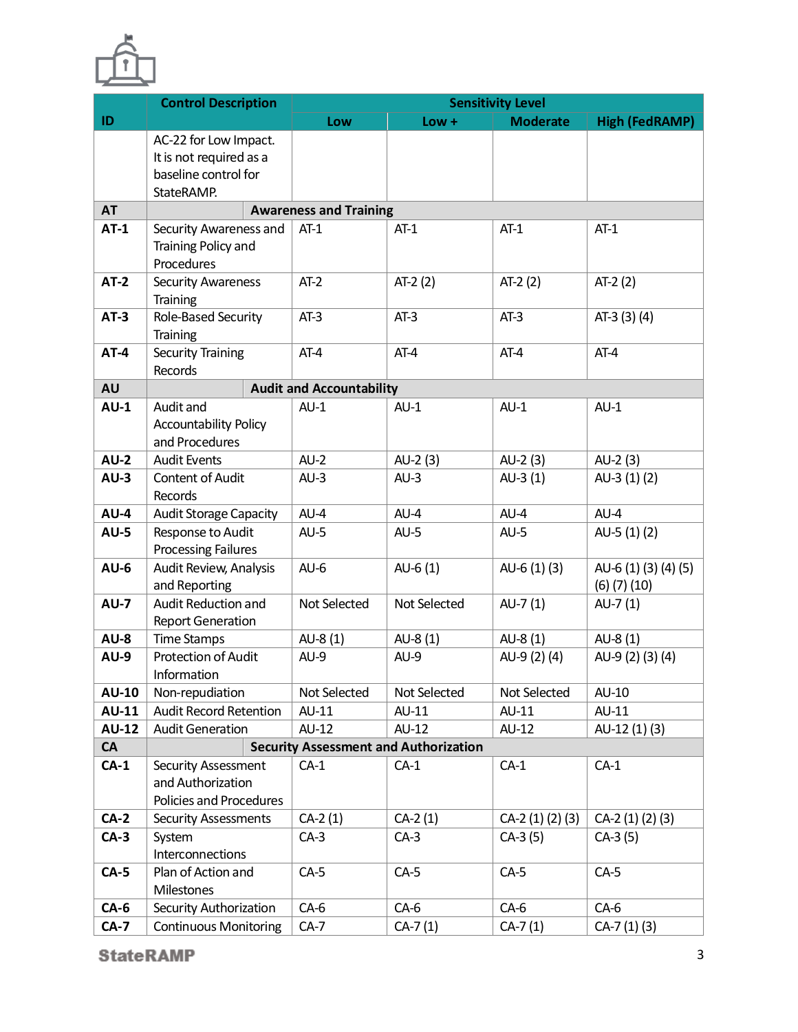| ID | Control Description | Sensitivity Level | | | |
|---|---|---|---|---|---|
| | | Low | Low + | Moderate | High (FedRAMP) |
| | AC-22 for Low Impact. It is not required as a baseline control for StateRAMP. | | | | |
| **AT** | **Awareness and Training** | | | | |
| **AT-1** | Security Awareness and Training Policy and Procedures | AT-1 | AT-1 | AT-1 | AT-1 |
| **AT-2** | Security Awareness Training | AT-2 | AT-2 (2) | AT-2 (2) | AT-2 (2) |
| **AT-3** | Role-Based Security Training | AT-3 | AT-3 | AT-3 | AT-3 (3) (4) |
| **AT-4** | Security Training Records | AT-4 | AT-4 | AT-4 | AT-4 |
| **AU** | **Audit and Accountability** | | | | |
| **AU-1** | Audit and Accountability Policy and Procedures | AU-1 | AU-1 | AU-1 | AU-1 |
| **AU-2** | Audit Events | AU-2 | AU-2 (3) | AU-2 (3) | AU-2 (3) |
| **AU-3** | Content of Audit Records | AU-3 | AU-3 | AU-3 (1) | AU-3 (1) (2) |
| **AU-4** | Audit Storage Capacity | AU-4 | AU-4 | AU-4 | AU-4 |
| **AU-5** | Response to Audit Processing Failures | AU-5 | AU-5 | AU-5 | AU-5 (1) (2) |
| **AU-6** | Audit Review, Analysis and Reporting | AU-6 | AU-6 (1) | AU-6 (1) (3) | AU-6 (1) (3) (4) (5) (6) (7) (10) |
| **AU-7** | Audit Reduction and Report Generation | Not Selected | Not Selected | AU-7 (1) | AU-7 (1) |
| **AU-8** | Time Stamps | AU-8 (1) | AU-8 (1) | AU-8 (1) | AU-8 (1) |
| **AU-9** | Protection of Audit Information | AU-9 | AU-9 | AU-9 (2) (4) | AU-9 (2) (3) (4) |
| **AU-10** | Non-repudiation | Not Selected | Not Selected | Not Selected | AU-10 |
| **AU-11** | Audit Record Retention | AU-11 | AU-11 | AU-11 | AU-11 |
| **AU-12** | Audit Generation | AU-12 | AU-12 | AU-12 | AU-12 (1) (3) |
| **CA** | **Security Assessment and Authorization** | | | | |
| **CA-1** | Security Assessment and Authorization Policies and Procedures | CA-1 | CA-1 | CA-1 | CA-1 |
| **CA-2** | Security Assessments | CA-2 (1) | CA-2 (1) | CA-2 (1) (2) (3) | CA-2 (1) (2) (3) |
| **CA-3** | System Interconnections | CA-3 | CA-3 | CA-3 (5) | CA-3 (5) |
| **CA-5** | Plan of Action and Milestones | CA-5 | CA-5 | CA-5 | CA-5 |
| **CA-6** | Security Authorization | CA-6 | CA-6 | CA-6 | CA-6 |
| **CA-7** | Continuous Monitoring | CA-7 | CA-7 (1) | CA-7 (1) | CA-7 (1) (3) |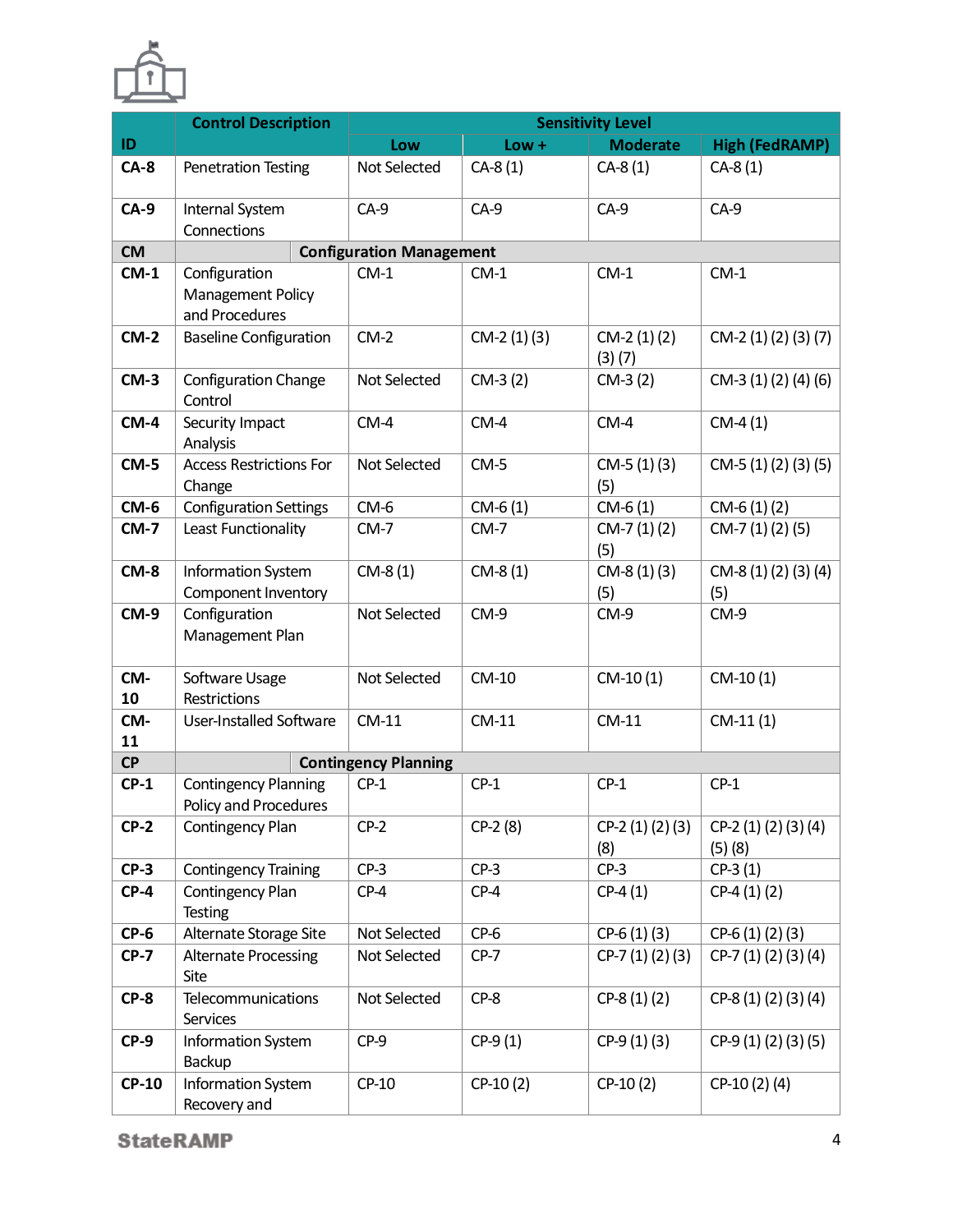| ID | Control Description | Sensitivity Level | | | |
|---|---|---|---|---|---|
| | | Low | Low + | Moderate | High (FedRAMP) |
| **CA-8** | Penetration Testing | Not Selected | CA-8 (1) | CA-8 (1) | CA-8 (1) |
| **CA-9** | Internal System Connections | CA-9 | CA-9 | CA-9 | CA-9 |
| **CM** | **Configuration Management** | | | | |
| **CM-1** | Configuration Management Policy and Procedures | CM-1 | CM-1 | CM-1 | CM-1 |
| **CM-2** | Baseline Configuration | CM-2 | CM-2 (1) (3) | CM-2 (1) (2) (3) (7) | CM-2 (1) (2) (3) (7) |
| **CM-3** | Configuration Change Control | Not Selected | CM-3 (2) | CM-3 (2) | CM-3 (1) (2) (4) (6) |
| **CM-4** | Security Impact Analysis | CM-4 | CM-4 | CM-4 | CM-4 (1) |
| **CM-5** | Access Restrictions For Change | Not Selected | CM-5 | CM-5 (1) (3) (5) | CM-5 (1) (2) (3) (5) |
| **CM-6** | Configuration Settings | CM-6 | CM-6 (1) | CM-6 (1) | CM-6 (1) (2) |
| **CM-7** | Least Functionality | CM-7 | CM-7 | CM-7 (1) (2) (5) | CM-7 (1) (2) (5) |
| **CM-8** | Information System Component Inventory | CM-8 (1) | CM-8 (1) | CM-8 (1) (3) (5) | CM-8 (1) (2) (3) (4) (5) |
| **CM-9** | Configuration Management Plan | Not Selected | CM-9 | CM-9 | CM-9 |
| **CM-10** | Software Usage Restrictions | Not Selected | CM-10 | CM-10 (1) | CM-10 (1) |
| **CM-11** | User-Installed Software | CM-11 | CM-11 | CM-11 | CM-11 (1) |
| **CP** | **Contingency Planning** | | | | |
| **CP-1** | Contingency Planning Policy and Procedures | CP-1 | CP-1 | CP-1 | CP-1 |
| **CP-2** | Contingency Plan | CP-2 | CP-2 (8) | CP-2 (1) (2) (3) (8) | CP-2 (1) (2) (3) (4) (5) (8) |
| **CP-3** | Contingency Training | CP-3 | CP-3 | CP-3 | CP-3 (1) |
| **CP-4** | Contingency Plan Testing | CP-4 | CP-4 | CP-4 (1) | CP-4 (1) (2) |
| **CP-6** | Alternate Storage Site | Not Selected | CP-6 | CP-6 (1) (3) | CP-6 (1) (2) (3) |
| **CP-7** | Alternate Processing Site | Not Selected | CP-7 | CP-7 (1) (2) (3) | CP-7 (1) (2) (3) (4) |
| **CP-8** | Telecommunications Services | Not Selected | CP-8 | CP-8 (1) (2) | CP-8 (1) (2) (3) (4) |
| **CP-9** | Information System Backup | CP-9 | CP-9 (1) | CP-9 (1) (3) | CP-9 (1) (2) (3) (5) |
| **CP-10** | Information System Recovery and | CP-10 | CP-10 (2) | CP-10 (2) | CP-10 (2) (4) |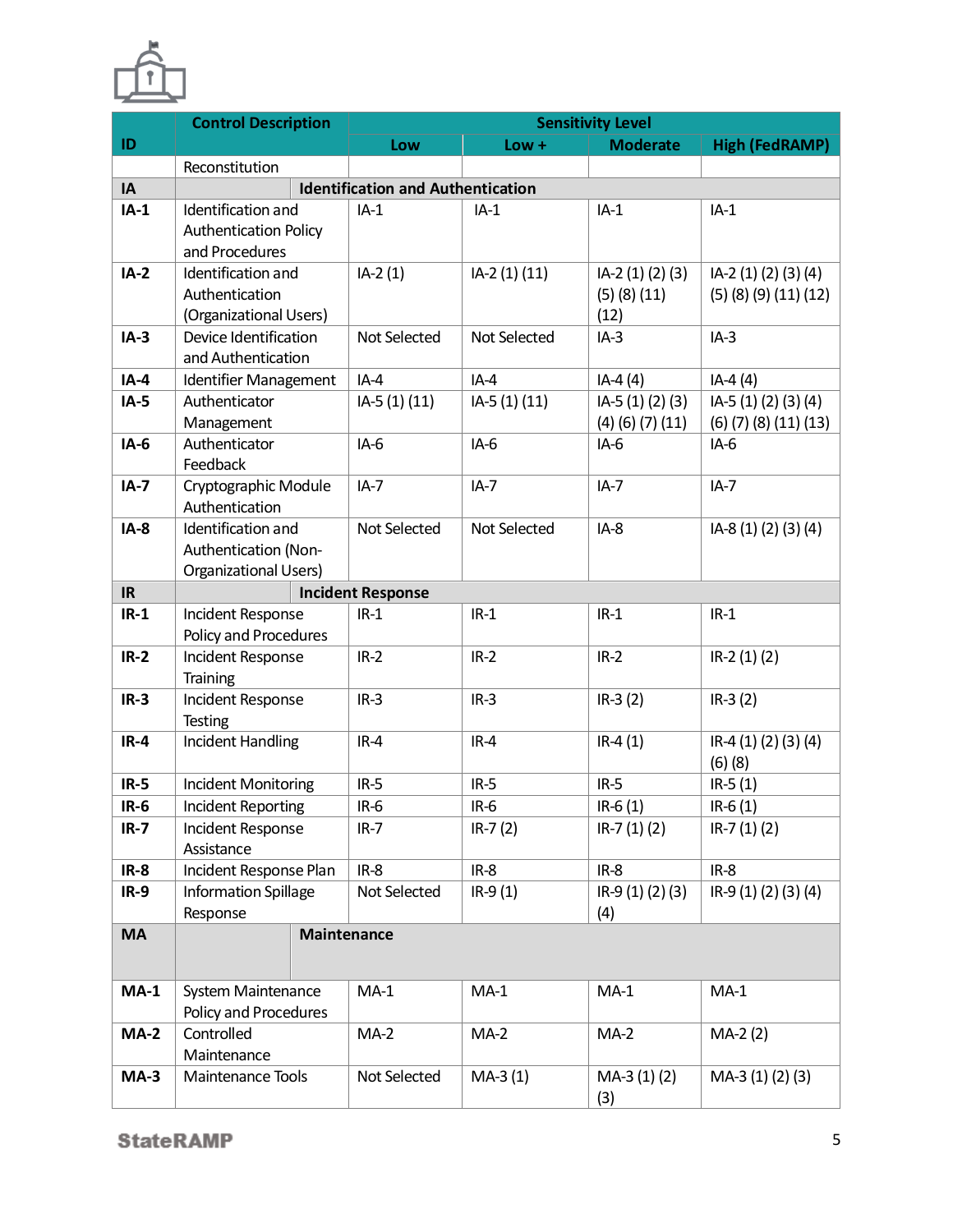| ID | Control Description | Sensitivity Level | | | |
|---|---|---|---|---|---|
| | | Low | Low + | Moderate | High (FedRAMP) |
| | Reconstitution | | | | |
| **IA** | **Identification and Authentication** | | | | |
| **IA-1** | Identification and Authentication Policy and Procedures | IA-1 | IA-1 | IA-1 | IA-1 |
| **IA-2** | Identification and Authentication (Organizational Users) | IA-2 (1) | IA-2 (1) (11) | IA-2 (1) (2) (3) (5) (8) (11) (12) | IA-2 (1) (2) (3) (4) (5) (8) (9) (11) (12) |
| **IA-3** | Device Identification and Authentication | Not Selected | Not Selected | IA-3 | IA-3 |
| **IA-4** | Identifier Management | IA-4 | IA-4 | IA-4 (4) | IA-4 (4) |
| **IA-5** | Authenticator Management | IA-5 (1) (11) | IA-5 (1) (11) | IA-5 (1) (2) (3) (4) (6) (7) (11) | IA-5 (1) (2) (3) (4) (6) (7) (8) (11) (13) |
| **IA-6** | Authenticator Feedback | IA-6 | IA-6 | IA-6 | IA-6 |
| **IA-7** | Cryptographic Module Authentication | IA-7 | IA-7 | IA-7 | IA-7 |
| **IA-8** | Identification and Authentication (Non-Organizational Users) | Not Selected | Not Selected | IA-8 | IA-8 (1) (2) (3) (4) |
| **IR** | **Incident Response** | | | | |
| **IR-1** | Incident Response Policy and Procedures | IR-1 | IR-1 | IR-1 | IR-1 |
| **IR-2** | Incident Response Training | IR-2 | IR-2 | IR-2 | IR-2 (1) (2) |
| **IR-3** | Incident Response Testing | IR-3 | IR-3 | IR-3 (2) | IR-3 (2) |
| **IR-4** | Incident Handling | IR-4 | IR-4 | IR-4 (1) | IR-4 (1) (2) (3) (4) (6) (8) |
| **IR-5** | Incident Monitoring | IR-5 | IR-5 | IR-5 | IR-5 (1) |
| **IR-6** | Incident Reporting | IR-6 | IR-6 | IR-6 (1) | IR-6 (1) |
| **IR-7** | Incident Response Assistance | IR-7 | IR-7 (2) | IR-7 (1) (2) | IR-7 (1) (2) |
| **IR-8** | Incident Response Plan | IR-8 | IR-8 | IR-8 | IR-8 |
| **IR-9** | Information Spillage Response | Not Selected | IR-9 (1) | IR-9 (1) (2) (3) (4) | IR-9 (1) (2) (3) (4) |
| **MA** | **Maintenance** | | | | |
| **MA-1** | System Maintenance Policy and Procedures | MA-1 | MA-1 | MA-1 | MA-1 |
| **MA-2** | Controlled Maintenance | MA-2 | MA-2 | MA-2 | MA-2 (2) |
| **MA-3** | Maintenance Tools | Not Selected | MA-3 (1) | MA-3 (1) (2) (3) | MA-3 (1) (2) (3) |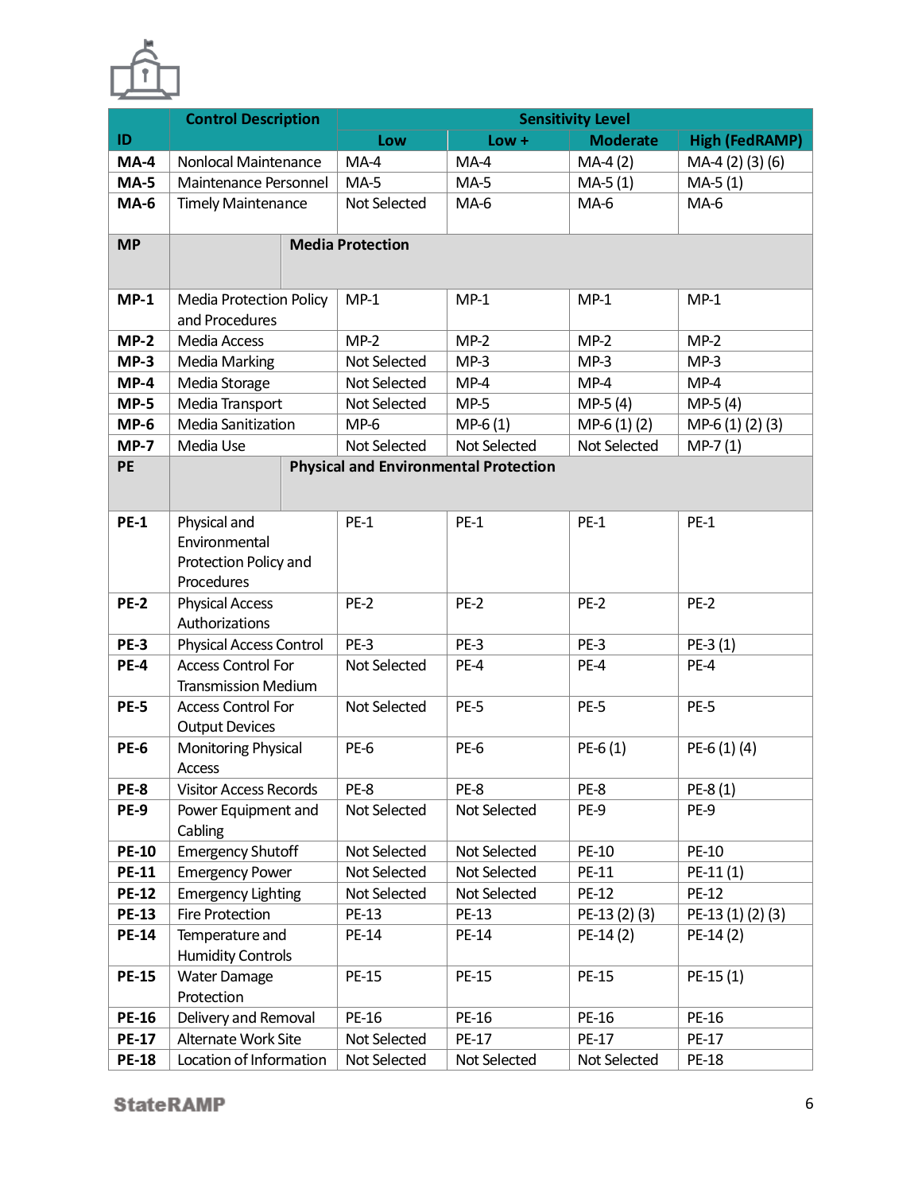| ID | Control Description | Sensitivity Level | | | |
|---|---|---|---|---|---|
| | | Low | Low + | Moderate | High (FedRAMP) |
| **MA-4** | Nonlocal Maintenance | MA-4 | MA-4 | MA-4 (2) | MA-4 (2) (3) (6) |
| **MA-5** | Maintenance Personnel | MA-5 | MA-5 | MA-5 (1) | MA-5 (1) |
| **MA-6** | Timely Maintenance | Not Selected | MA-6 | MA-6 | MA-6 |
| **MP** | **Media Protection** | | | | |
| **MP-1** | Media Protection Policy and Procedures | MP-1 | MP-1 | MP-1 | MP-1 |
| **MP-2** | Media Access | MP-2 | MP-2 | MP-2 | MP-2 |
| **MP-3** | Media Marking | Not Selected | MP-3 | MP-3 | MP-3 |
| **MP-4** | Media Storage | Not Selected | MP-4 | MP-4 | MP-4 |
| **MP-5** | Media Transport | Not Selected | MP-5 | MP-5 (4) | MP-5 (4) |
| **MP-6** | Media Sanitization | MP-6 | MP-6 (1) | MP-6 (1) (2) | MP-6 (1) (2) (3) |
| **MP-7** | Media Use | Not Selected | Not Selected | Not Selected | MP-7 (1) |
| **PE** | **Physical and Environmental Protection** | | | | |
| **PE-1** | Physical and Environmental Protection Policy and Procedures | PE-1 | PE-1 | PE-1 | PE-1 |
| **PE-2** | Physical Access Authorizations | PE-2 | PE-2 | PE-2 | PE-2 |
| **PE-3** | Physical Access Control | PE-3 | PE-3 | PE-3 | PE-3 (1) |
| **PE-4** | Access Control For Transmission Medium | Not Selected | PE-4 | PE-4 | PE-4 |
| **PE-5** | Access Control For Output Devices | Not Selected | PE-5 | PE-5 | PE-5 |
| **PE-6** | Monitoring Physical Access | PE-6 | PE-6 | PE-6 (1) | PE-6 (1) (4) |
| **PE-8** | Visitor Access Records | PE-8 | PE-8 | PE-8 | PE-8 (1) |
| **PE-9** | Power Equipment and Cabling | Not Selected | Not Selected | PE-9 | PE-9 |
| **PE-10** | Emergency Shutoff | Not Selected | Not Selected | PE-10 | PE-10 |
| **PE-11** | Emergency Power | Not Selected | Not Selected | PE-11 | PE-11 (1) |
| **PE-12** | Emergency Lighting | Not Selected | Not Selected | PE-12 | PE-12 |
| **PE-13** | Fire Protection | PE-13 | PE-13 | PE-13 (2) (3) | PE-13 (1) (2) (3) |
| **PE-14** | Temperature and Humidity Controls | PE-14 | PE-14 | PE-14 (2) | PE-14 (2) |
| **PE-15** | Water Damage Protection | PE-15 | PE-15 | PE-15 | PE-15 (1) |
| **PE-16** | Delivery and Removal | PE-16 | PE-16 | PE-16 | PE-16 |
| **PE-17** | Alternate Work Site | Not Selected | PE-17 | PE-17 | PE-17 |
| **PE-18** | Location of Information | Not Selected | Not Selected | Not Selected | PE-18 |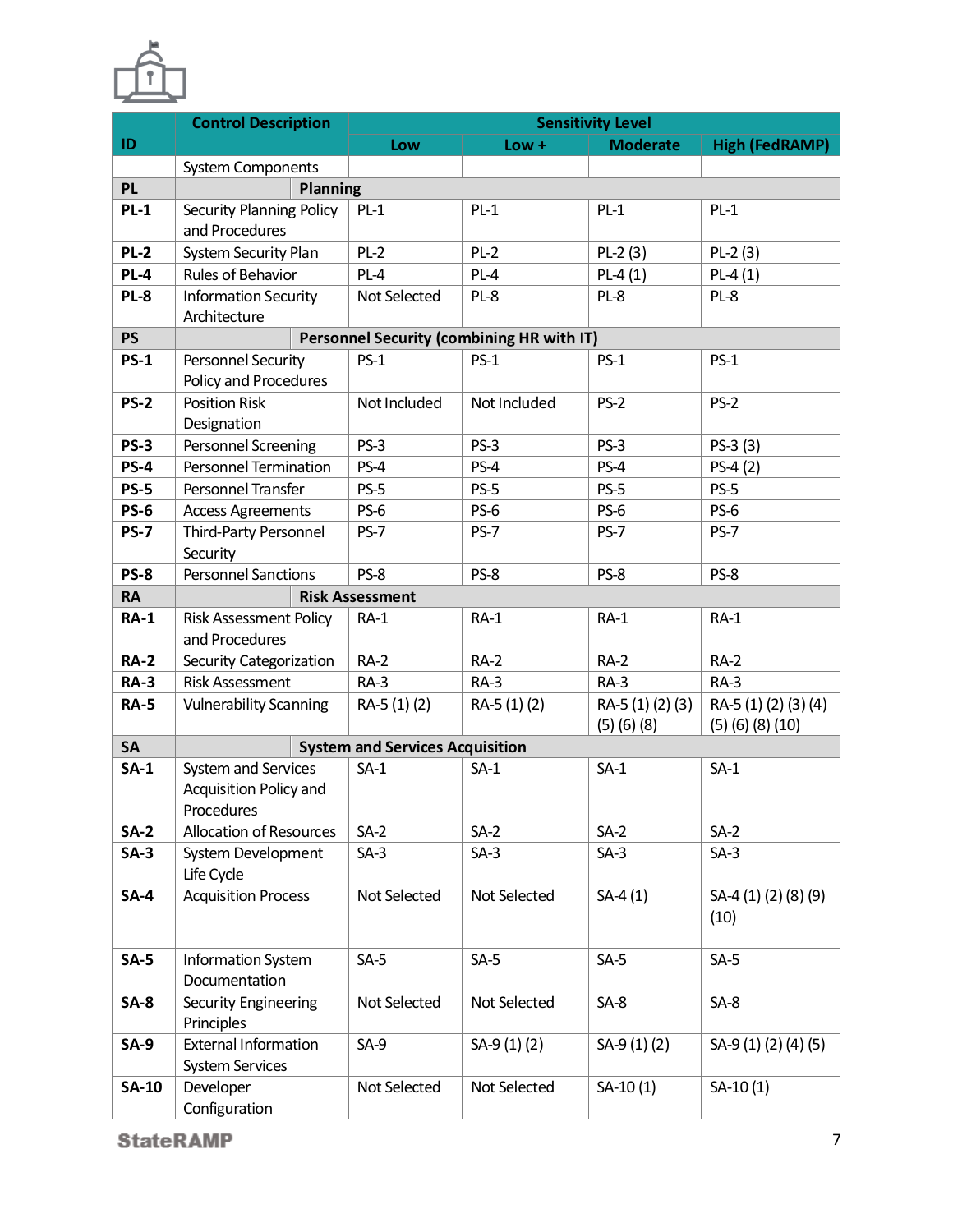| ID | Control Description | Sensitivity Level | | | |
|---|---|---|---|---|---|
| | | Low | Low + | Moderate | High (FedRAMP) |
| | System Components | | | | |
| PL | Planning | | | | |
| **PL-1** | Security Planning Policy and Procedures | PL-1 | PL-1 | PL-1 | PL-1 |
| **PL-2** | System Security Plan | PL-2 | PL-2 | PL-2 (3) | PL-2 (3) |
| **PL-4** | Rules of Behavior | PL-4 | PL-4 | PL-4 (1) | PL-4 (1) |
| **PL-8** | Information Security Architecture | Not Selected | PL-8 | PL-8 | PL-8 |
| PS | Personnel Security (combining HR with IT) | | | | |
| **PS-1** | Personnel Security Policy and Procedures | PS-1 | PS-1 | PS-1 | PS-1 |
| **PS-2** | Position Risk Designation | Not Included | Not Included | PS-2 | PS-2 |
| **PS-3** | Personnel Screening | PS-3 | PS-3 | PS-3 | PS-3 (3) |
| **PS-4** | Personnel Termination | PS-4 | PS-4 | PS-4 | PS-4 (2) |
| **PS-5** | Personnel Transfer | PS-5 | PS-5 | PS-5 | PS-5 |
| **PS-6** | Access Agreements | PS-6 | PS-6 | PS-6 | PS-6 |
| **PS-7** | Third-Party Personnel Security | PS-7 | PS-7 | PS-7 | PS-7 |
| **PS-8** | Personnel Sanctions | PS-8 | PS-8 | PS-8 | PS-8 |
| RA | Risk Assessment | | | | |
| **RA-1** | Risk Assessment Policy and Procedures | RA-1 | RA-1 | RA-1 | RA-1 |
| **RA-2** | Security Categorization | RA-2 | RA-2 | RA-2 | RA-2 |
| **RA-3** | Risk Assessment | RA-3 | RA-3 | RA-3 | RA-3 |
| **RA-5** | Vulnerability Scanning | RA-5 (1) (2) | RA-5 (1) (2) | RA-5 (1) (2) (3) (5) (6) (8) | RA-5 (1) (2) (3) (4) (5) (6) (8) (10) |
| SA | System and Services Acquisition | | | | |
| **SA-1** | System and Services Acquisition Policy and Procedures | SA-1 | SA-1 | SA-1 | SA-1 |
| **SA-2** | Allocation of Resources | SA-2 | SA-2 | SA-2 | SA-2 |
| **SA-3** | System Development Life Cycle | SA-3 | SA-3 | SA-3 | SA-3 |
| **SA-4** | Acquisition Process | Not Selected | Not Selected | SA-4 (1) | SA-4 (1) (2) (8) (9) (10) |
| **SA-5** | Information System Documentation | SA-5 | SA-5 | SA-5 | SA-5 |
| **SA-8** | Security Engineering Principles | Not Selected | Not Selected | SA-8 | SA-8 |
| **SA-9** | External Information System Services | SA-9 | SA-9 (1) (2) | SA-9 (1) (2) | SA-9 (1) (2) (4) (5) |
| **SA-10** | Developer Configuration | Not Selected | Not Selected | SA-10 (1) | SA-10 (1) |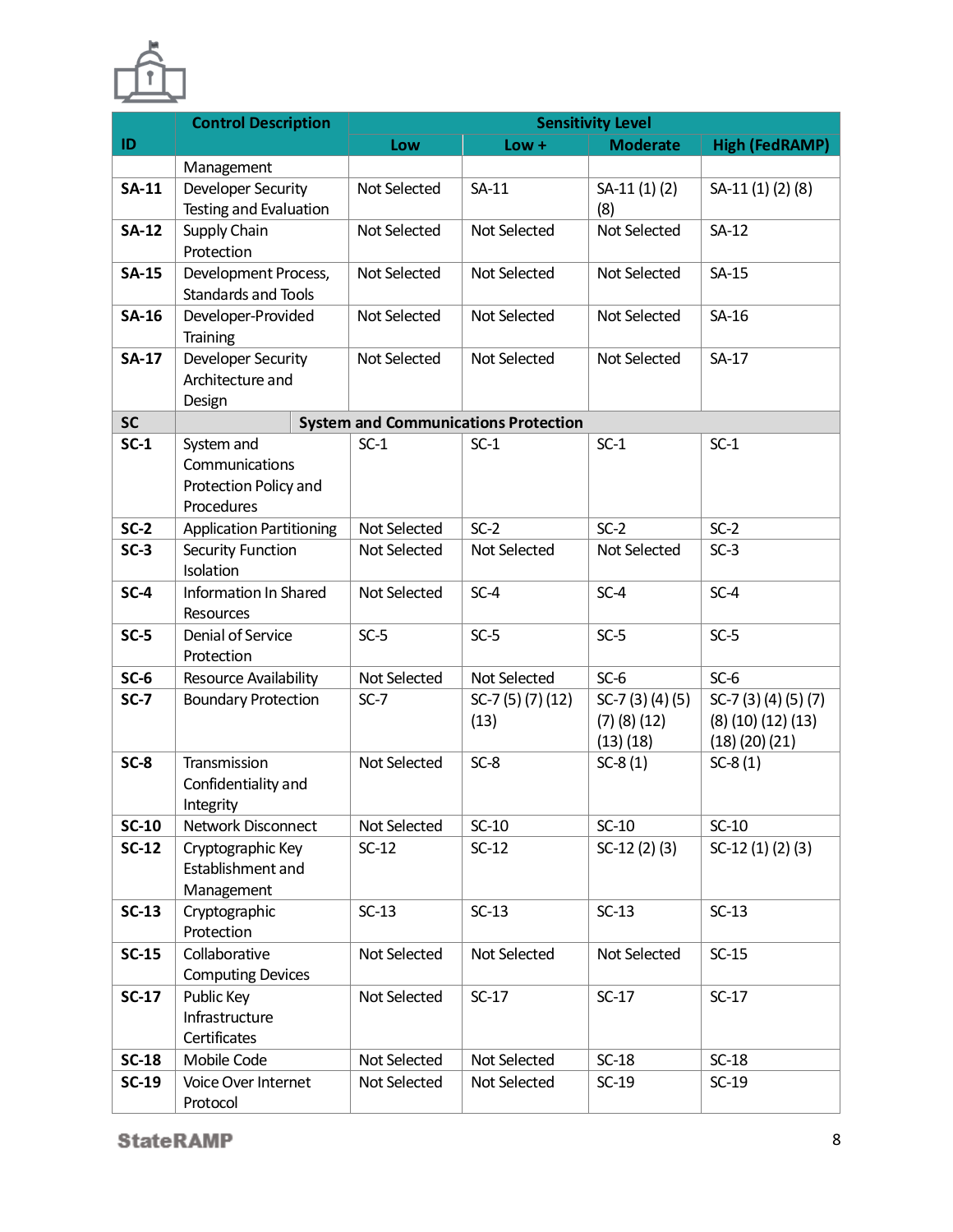| ID | Control Description | Sensitivity Level | | | |
|---|---|---|---|---|---|
| | | Low | Low + | Moderate | High (FedRAMP) |
| | Management | | | | |
| **SA-11** | Developer Security Testing and Evaluation | Not Selected | SA-11 | SA-11 (1) (2) (8) | SA-11 (1) (2) (8) |
| **SA-12** | Supply Chain Protection | Not Selected | Not Selected | Not Selected | SA-12 |
| **SA-15** | Development Process, Standards and Tools | Not Selected | Not Selected | Not Selected | SA-15 |
| **SA-16** | Developer-Provided Training | Not Selected | Not Selected | Not Selected | SA-16 |
| **SA-17** | Developer Security Architecture and Design | Not Selected | Not Selected | Not Selected | SA-17 |
| **SC** | **System and Communications Protection** | | | | |
| **SC-1** | System and Communications Protection Policy and Procedures | SC-1 | SC-1 | SC-1 | SC-1 |
| **SC-2** | Application Partitioning | Not Selected | SC-2 | SC-2 | SC-2 |
| **SC-3** | Security Function Isolation | Not Selected | Not Selected | Not Selected | SC-3 |
| **SC-4** | Information In Shared Resources | Not Selected | SC-4 | SC-4 | SC-4 |
| **SC-5** | Denial of Service Protection | SC-5 | SC-5 | SC-5 | SC-5 |
| **SC-6** | Resource Availability | Not Selected | Not Selected | SC-6 | SC-6 |
| **SC-7** | Boundary Protection | SC-7 | SC-7 (5) (7) (12) (13) | SC-7 (3) (4) (5) (7) (8) (12) (13) (18) | SC-7 (3) (4) (5) (7) (8) (10) (12) (13) (18) (20) (21) |
| **SC-8** | Transmission Confidentiality and Integrity | Not Selected | SC-8 | SC-8 (1) | SC-8 (1) |
| **SC-10** | Network Disconnect | Not Selected | SC-10 | SC-10 | SC-10 |
| **SC-12** | Cryptographic Key Establishment and Management | SC-12 | SC-12 | SC-12 (2) (3) | SC-12 (1) (2) (3) |
| **SC-13** | Cryptographic Protection | SC-13 | SC-13 | SC-13 | SC-13 |
| **SC-15** | Collaborative Computing Devices | Not Selected | Not Selected | Not Selected | SC-15 |
| **SC-17** | Public Key Infrastructure Certificates | Not Selected | SC-17 | SC-17 | SC-17 |
| **SC-18** | Mobile Code | Not Selected | Not Selected | SC-18 | SC-18 |
| **SC-19** | Voice Over Internet Protocol | Not Selected | Not Selected | SC-19 | SC-19 |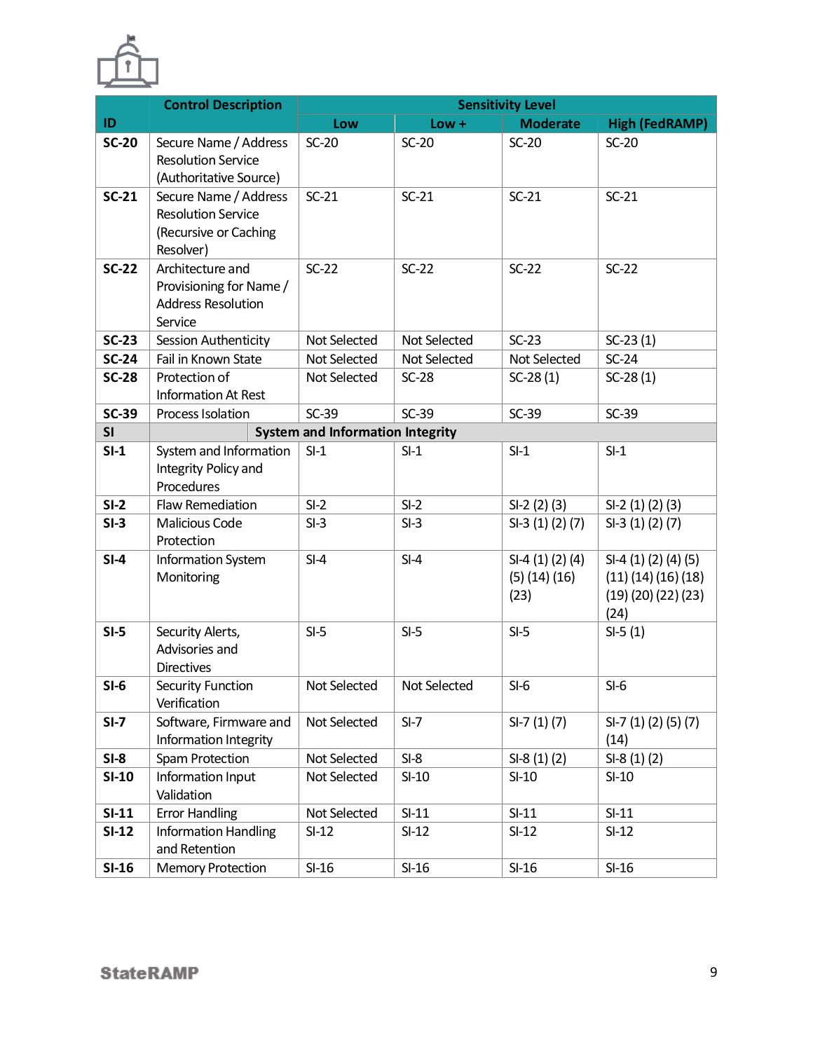| ID | Control Description | Sensitivity Level | | | |
|---|---|---|---|---|---|
| | | Low | Low + | Moderate | High (FedRAMP) |
| **SC-20** | Secure Name / Address Resolution Service (Authoritative Source) | SC-20 | SC-20 | SC-20 | SC-20 |
| **SC-21** | Secure Name / Address Resolution Service (Recursive or Caching Resolver) | SC-21 | SC-21 | SC-21 | SC-21 |
| **SC-22** | Architecture and Provisioning for Name / Address Resolution Service | SC-22 | SC-22 | SC-22 | SC-22 |
| **SC-23** | Session Authenticity | Not Selected | Not Selected | SC-23 | SC-23 (1) |
| **SC-24** | Fail in Known State | Not Selected | Not Selected | Not Selected | SC-24 |
| **SC-28** | Protection of Information At Rest | Not Selected | SC-28 | SC-28 (1) | SC-28 (1) |
| **SC-39** | Process Isolation | SC-39 | SC-39 | SC-39 | SC-39 |
| **SI** | **System and Information Integrity** | | | | |
| **SI-1** | System and Information Integrity Policy and Procedures | SI-1 | SI-1 | SI-1 | SI-1 |
| **SI-2** | Flaw Remediation | SI-2 | SI-2 | SI-2 (2) (3) | SI-2 (1) (2) (3) |
| **SI-3** | Malicious Code Protection | SI-3 | SI-3 | SI-3 (1) (2) (7) | SI-3 (1) (2) (7) |
| **SI-4** | Information System Monitoring | SI-4 | SI-4 | SI-4 (1) (2) (4) (5) (14) (16) (23) | SI-4 (1) (2) (4) (5) (11) (14) (16) (18) (19) (20) (22) (23) (24) |
| **SI-5** | Security Alerts, Advisories and Directives | SI-5 | SI-5 | SI-5 | SI-5 (1) |
| **SI-6** | Security Function Verification | Not Selected | Not Selected | SI-6 | SI-6 |
| **SI-7** | Software, Firmware and Information Integrity | Not Selected | SI-7 | SI-7 (1) (7) | SI-7 (1) (2) (5) (7) (14) |
| **SI-8** | Spam Protection | Not Selected | SI-8 | SI-8 (1) (2) | SI-8 (1) (2) |
| **SI-10** | Information Input Validation | Not Selected | SI-10 | SI-10 | SI-10 |
| **SI-11** | Error Handling | Not Selected | SI-11 | SI-11 | SI-11 |
| **SI-12** | Information Handling and Retention | SI-12 | SI-12 | SI-12 | SI-12 |
| **SI-16** | Memory Protection | SI-16 | SI-16 | SI-16 | SI-16 |